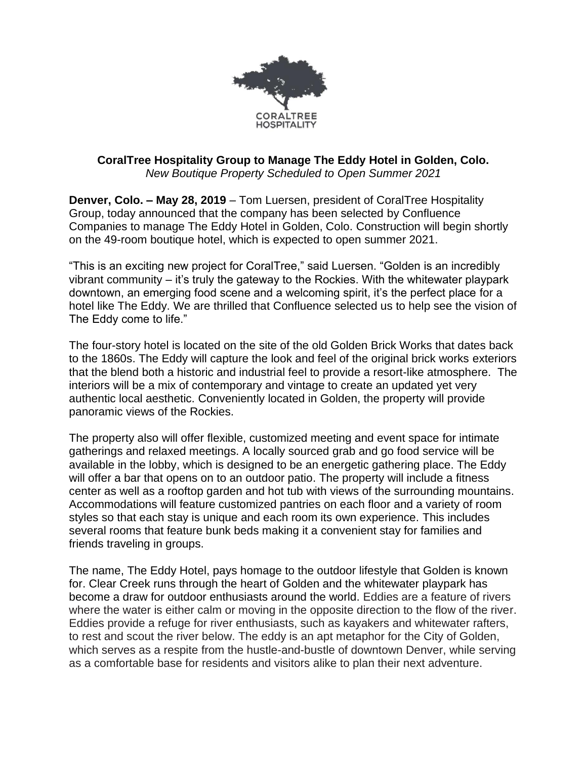CORALTREE HOSPITALITY

**CoralTree Hospitality Group to Manage The Eddy Hotel in Golden, Colo.**
*New Boutique Property Scheduled to Open Summer 2021*

**Denver, Colo. – May 28, 2019** – Tom Luersen, president of CoralTree Hospitality Group, today announced that the company has been selected by Confluence Companies to manage The Eddy Hotel in Golden, Colo. Construction will begin shortly on the 49-room boutique hotel, which is expected to open summer 2021.

"This is an exciting new project for CoralTree," said Luersen. "Golden is an incredibly vibrant community – it's truly the gateway to the Rockies. With the whitewater playpark downtown, an emerging food scene and a welcoming spirit, it's the perfect place for a hotel like The Eddy. We are thrilled that Confluence selected us to help see the vision of The Eddy come to life."

The four-story hotel is located on the site of the old Golden Brick Works that dates back to the 1860s. The Eddy will capture the look and feel of the original brick works exteriors that the blend both a historic and industrial feel to provide a resort-like atmosphere. The interiors will be a mix of contemporary and vintage to create an updated yet very authentic local aesthetic. Conveniently located in Golden, the property will provide panoramic views of the Rockies.

The property also will offer flexible, customized meeting and event space for intimate gatherings and relaxed meetings. A locally sourced grab and go food service will be available in the lobby, which is designed to be an energetic gathering place. The Eddy will offer a bar that opens on to an outdoor patio. The property will include a fitness center as well as a rooftop garden and hot tub with views of the surrounding mountains. Accommodations will feature customized pantries on each floor and a variety of room styles so that each stay is unique and each room its own experience. This includes several rooms that feature bunk beds making it a convenient stay for families and friends traveling in groups.

The name, The Eddy Hotel, pays homage to the outdoor lifestyle that Golden is known for. Clear Creek runs through the heart of Golden and the whitewater playpark has become a draw for outdoor enthusiasts around the world. Eddies are a feature of rivers where the water is either calm or moving in the opposite direction to the flow of the river. Eddies provide a refuge for river enthusiasts, such as kayakers and whitewater rafters, to rest and scout the river below. The eddy is an apt metaphor for the City of Golden, which serves as a respite from the hustle-and-bustle of downtown Denver, while serving as a comfortable base for residents and visitors alike to plan their next adventure.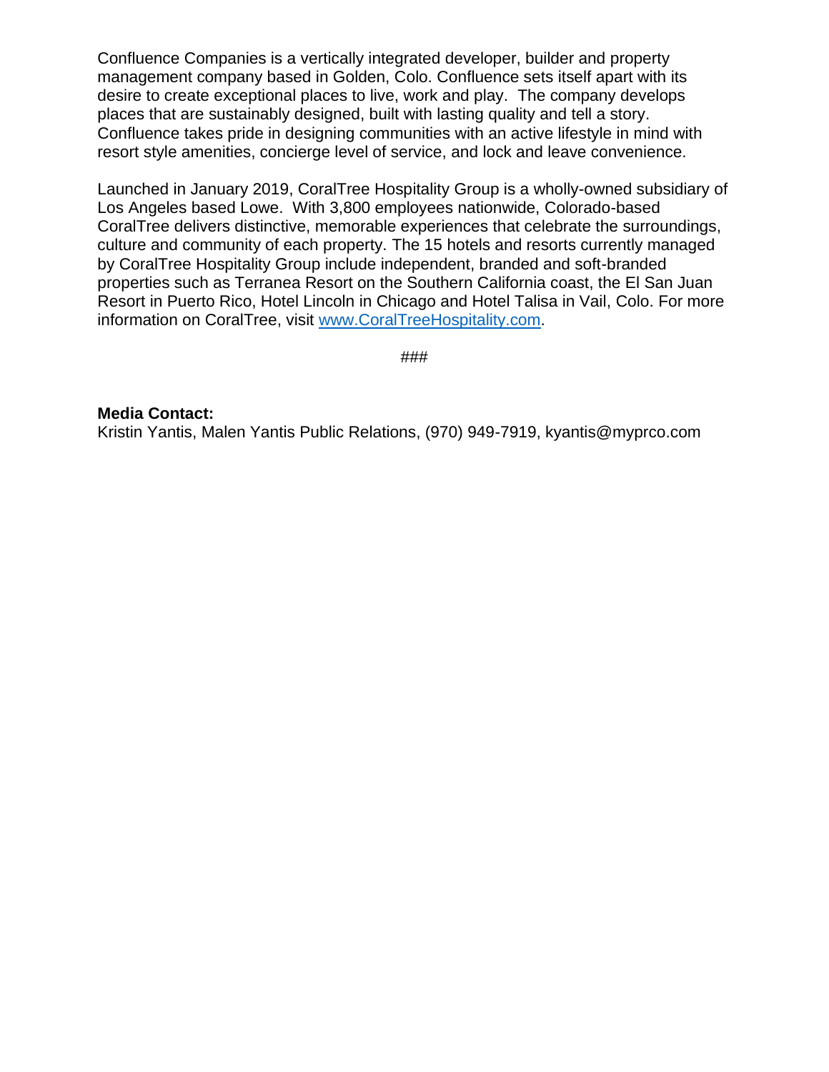Confluence Companies is a vertically integrated developer, builder and property management company based in Golden, Colo. Confluence sets itself apart with its desire to create exceptional places to live, work and play. The company develops places that are sustainably designed, built with lasting quality and tell a story. Confluence takes pride in designing communities with an active lifestyle in mind with resort style amenities, concierge level of service, and lock and leave convenience.

Launched in January 2019, CoralTree Hospitality Group is a wholly-owned subsidiary of Los Angeles based Lowe. With 3,800 employees nationwide, Colorado-based CoralTree delivers distinctive, memorable experiences that celebrate the surroundings, culture and community of each property. The 15 hotels and resorts currently managed by CoralTree Hospitality Group include independent, branded and soft-branded properties such as Terranea Resort on the Southern California coast, the El San Juan Resort in Puerto Rico, Hotel Lincoln in Chicago and Hotel Talisa in Vail, Colo. For more information on CoralTree, visit [www.CoralTreeHospitality.com](http://www.CoralTreeHospitality.com).

###

**Media Contact:**
Kristin Yantis, Malen Yantis Public Relations, (970) 949-7919, kyantis@myprco.com